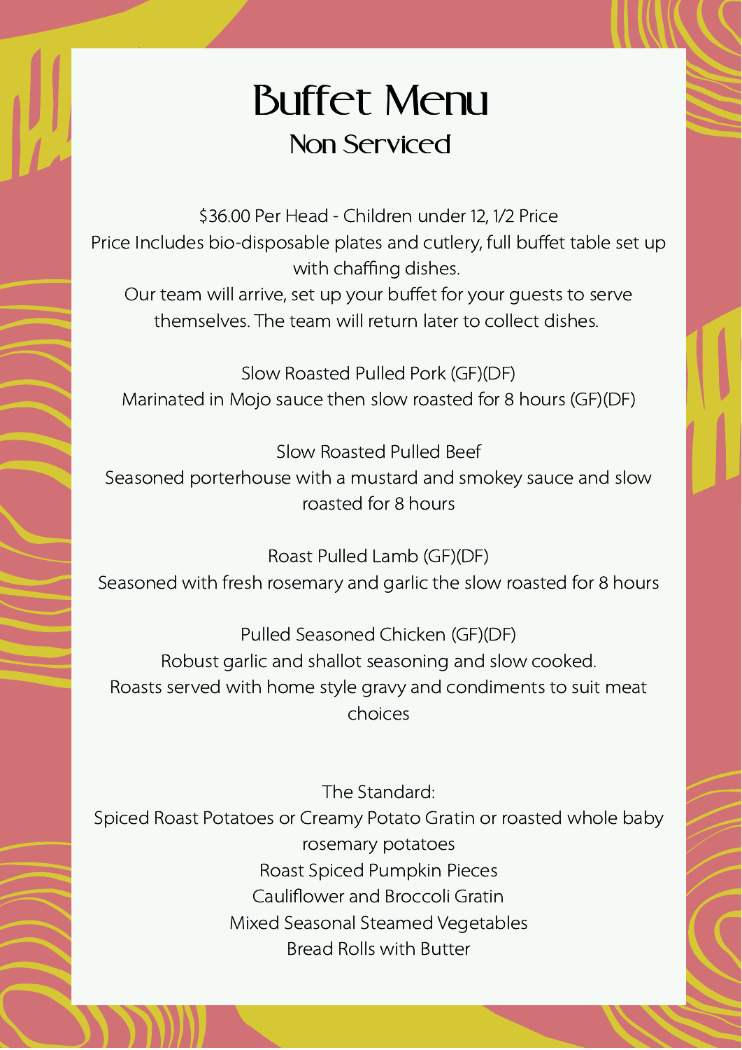# Buffet Menu

## Non Serviced

$36.00 Per Head - Children under 12, 1/2 Price
Price Includes bio-disposable plates and cutlery, full buffet table set up with chaffing dishes.
Our team will arrive, set up your buffet for your guests to serve themselves. The team will return later to collect dishes.

Slow Roasted Pulled Pork (GF)(DF)
Marinated in Mojo sauce then slow roasted for 8 hours (GF)(DF)

Slow Roasted Pulled Beef
Seasoned porterhouse with a mustard and smokey sauce and slow roasted for 8 hours

Roast Pulled Lamb (GF)(DF)
Seasoned with fresh rosemary and garlic the slow roasted for 8 hours

Pulled Seasoned Chicken (GF)(DF)
Robust garlic and shallot seasoning and slow cooked.
Roasts served with home style gravy and condiments to suit meat choices

The Standard:
Spiced Roast Potatoes or Creamy Potato Gratin or roasted whole baby rosemary potatoes
Roast Spiced Pumpkin Pieces
Cauliflower and Broccoli Gratin
Mixed Seasonal Steamed Vegetables
Bread Rolls with Butter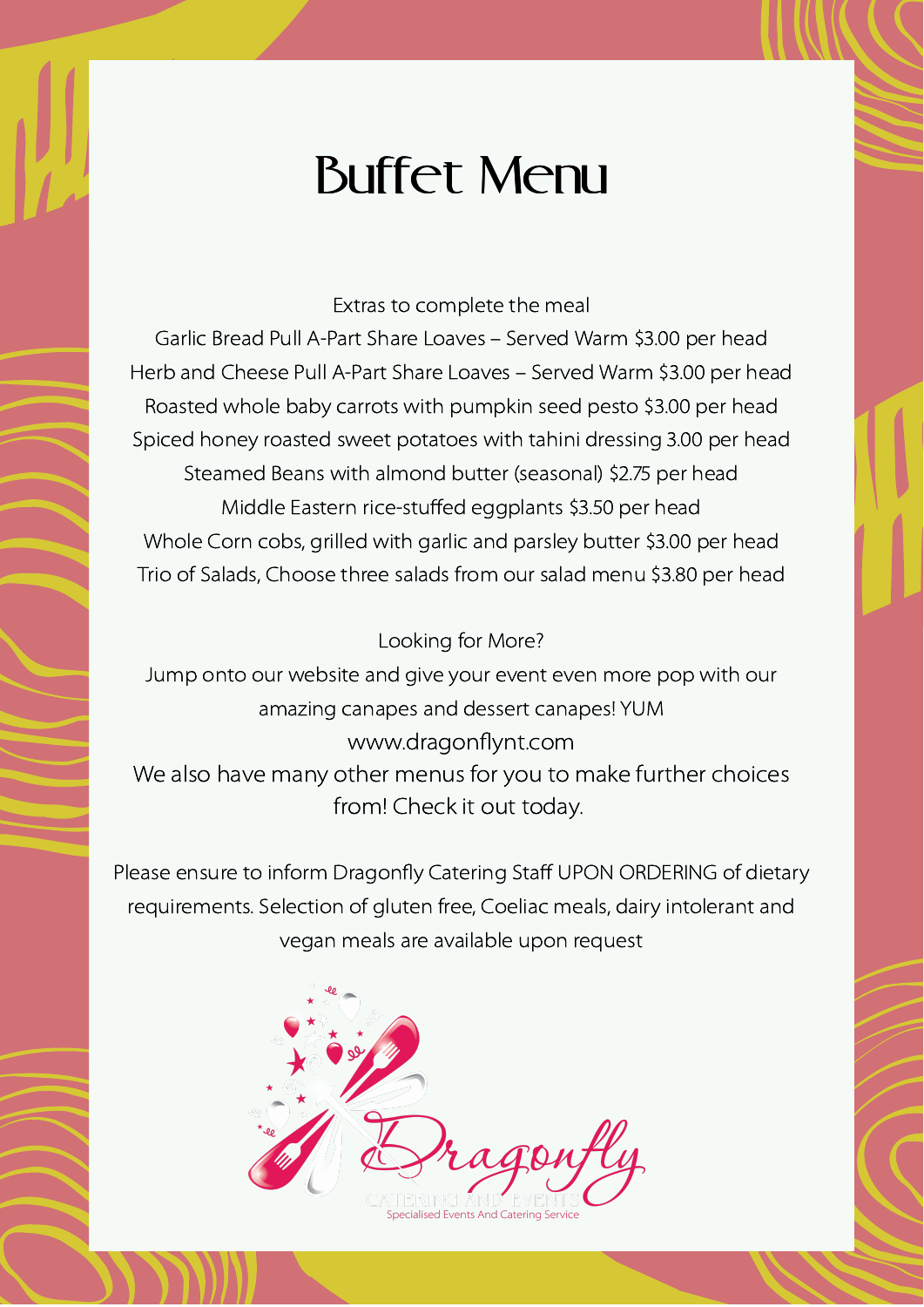# Buffet Menu

Extras to complete the meal

Garlic Bread Pull A-Part Share Loaves – Served Warm $3.00 per head

Herb and Cheese Pull A-Part Share Loaves – Served Warm $3.00 per head

Roasted whole baby carrots with pumpkin seed pesto $3.00 per head

Spiced honey roasted sweet potatoes with tahini dressing 3.00 per head

Steamed Beans with almond butter (seasonal) $2.75 per head

Middle Eastern rice-stuffed eggplants $3.50 per head

Whole Corn cobs, grilled with garlic and parsley butter $3.00 per head

Trio of Salads, Choose three salads from our salad menu $3.80 per head

Looking for More?

Jump onto our website and give your event even more pop with our amazing canapes and dessert canapes! YUM

www.dragonflynt.com

We also have many other menus for you to make further choices from! Check it out today.

Please ensure to inform Dragonfly Catering Staff UPON ORDERING of dietary requirements. Selection of gluten free, Coeliac meals, dairy intolerant and vegan meals are available upon request

Dragonfly

CATERING AND EVENTS

Specialised Events And Catering Service